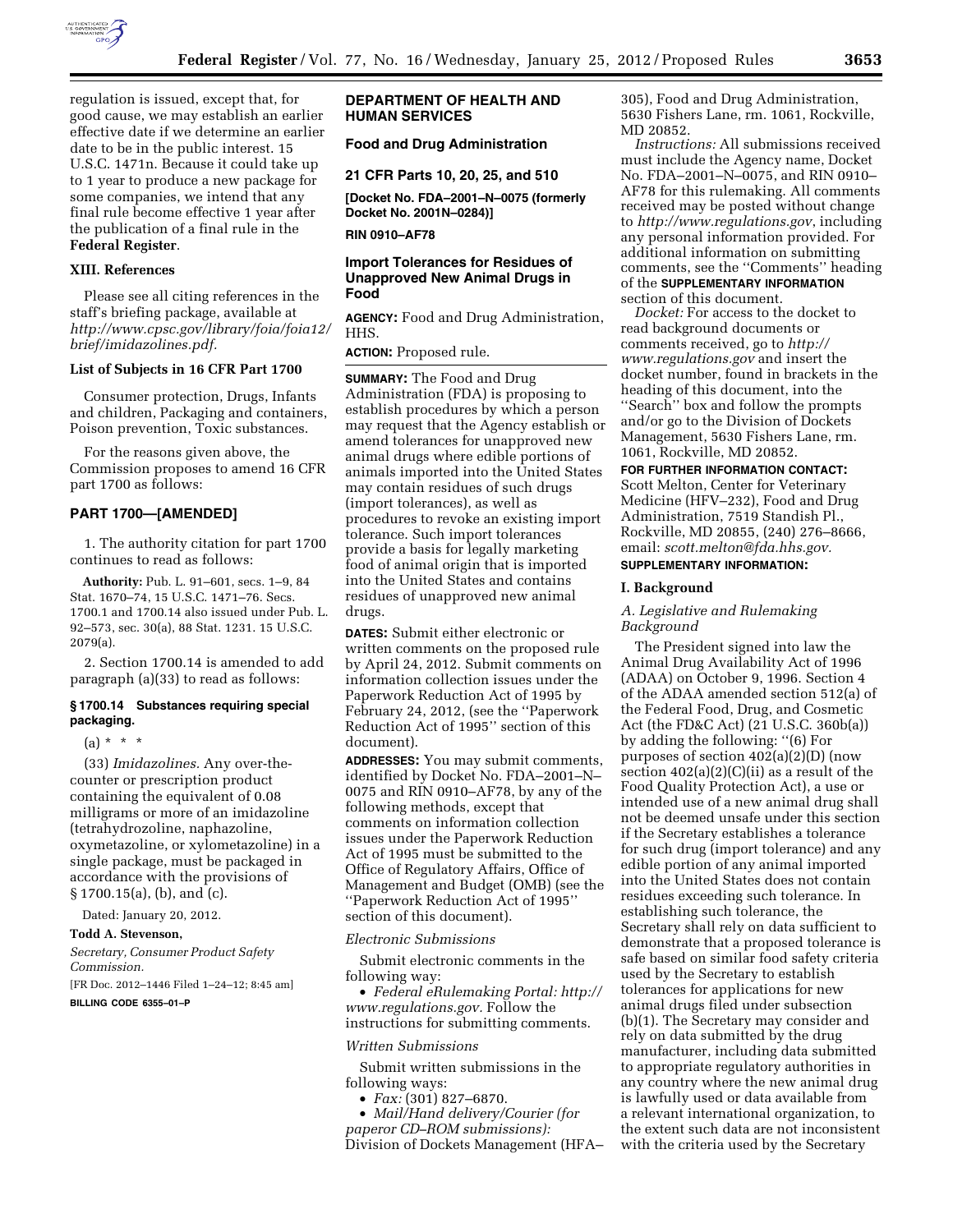regulation is issued, except that, for good cause, we may establish an earlier effective date if we determine an earlier date to be in the public interest. 15 U.S.C. 1471n. Because it could take up to 1 year to produce a new package for some companies, we intend that any final rule become effective 1 year after the publication of a final rule in the **Federal Register**.

### XIII. References

Please see all citing references in the staff's briefing package, available at *http://www.cpsc.gov/library/foia/foia12/brief/imidazolines.pdf*.

### List of Subjects in 16 CFR Part 1700

Consumer protection, Drugs, Infants and children, Packaging and containers, Poison prevention, Toxic substances.

For the reasons given above, the Commission proposes to amend 16 CFR part 1700 as follows:

## PART 1700—[AMENDED]

1. The authority citation for part 1700 continues to read as follows:

**Authority:** Pub. L. 91–601, secs. 1–9, 84 Stat. 1670–74, 15 U.S.C. 1471–76. Secs. 1700.1 and 1700.14 also issued under Pub. L. 92–573, sec. 30(a), 88 Stat. 1231. 15 U.S.C. 2079(a).

2. Section 1700.14 is amended to add paragraph (a)(33) to read as follows:

### § 1700.14 Substances requiring special packaging.

(a) * * *

(33) *Imidazolines.* Any over-the-counter or prescription product containing the equivalent of 0.08 milligrams or more of an imidazoline (tetrahydrozoline, naphazoline, oxymetazoline, or xylometazoline) in a single package, must be packaged in accordance with the provisions of § 1700.15(a), (b), and (c).

Dated: January 20, 2012.

**Todd A. Stevenson,**

*Secretary, Consumer Product Safety Commission.*

[FR Doc. 2012–1446 Filed 1–24–12; 8:45 am]

**BILLING CODE 6355–01–P**

## DEPARTMENT OF HEALTH AND HUMAN SERVICES

### Food and Drug Administration

### 21 CFR Parts 10, 20, 25, and 510

**[Docket No. FDA–2001–N–0075 (formerly Docket No. 2001N–0284)]**

**RIN 0910–AF78**

## Import Tolerances for Residues of Unapproved New Animal Drugs in Food

**AGENCY:** Food and Drug Administration, HHS.

**ACTION:** Proposed rule.

**SUMMARY:** The Food and Drug Administration (FDA) is proposing to establish procedures by which a person may request that the Agency establish or amend tolerances for unapproved new animal drugs where edible portions of animals imported into the United States may contain residues of such drugs (import tolerances), as well as procedures to revoke an existing import tolerance. Such import tolerances provide a basis for legally marketing food of animal origin that is imported into the United States and contains residues of unapproved new animal drugs.

**DATES:** Submit either electronic or written comments on the proposed rule by April 24, 2012. Submit comments on information collection issues under the Paperwork Reduction Act of 1995 by February 24, 2012, (see the ''Paperwork Reduction Act of 1995'' section of this document).

**ADDRESSES:** You may submit comments, identified by Docket No. FDA–2001–N–0075 and RIN 0910–AF78, by any of the following methods, except that comments on information collection issues under the Paperwork Reduction Act of 1995 must be submitted to the Office of Regulatory Affairs, Office of Management and Budget (OMB) (see the ''Paperwork Reduction Act of 1995'' section of this document).

*Electronic Submissions*

Submit electronic comments in the following way:

- *Federal eRulemaking Portal: http://www.regulations.gov.* Follow the instructions for submitting comments.

*Written Submissions*

Submit written submissions in the following ways:

- *Fax:* (301) 827–6870.
- *Mail/Hand delivery/Courier (for paperor CD–ROM submissions):* Division of Dockets Management (HFA–305), Food and Drug Administration, 5630 Fishers Lane, rm. 1061, Rockville, MD 20852.

*Instructions:* All submissions received must include the Agency name, Docket No. FDA–2001–N–0075, and RIN 0910–AF78 for this rulemaking. All comments received may be posted without change to *http://www.regulations.gov*, including any personal information provided. For additional information on submitting comments, see the ''Comments'' heading of the **SUPPLEMENTARY INFORMATION** section of this document.

*Docket:* For access to the docket to read background documents or comments received, go to *http://www.regulations.gov* and insert the docket number, found in brackets in the heading of this document, into the ''Search'' box and follow the prompts and/or go to the Division of Dockets Management, 5630 Fishers Lane, rm. 1061, Rockville, MD 20852.

**FOR FURTHER INFORMATION CONTACT:** Scott Melton, Center for Veterinary Medicine (HFV–232), Food and Drug Administration, 7519 Standish Pl., Rockville, MD 20855, (240) 276–8666, email: *scott.melton@fda.hhs.gov.*

**SUPPLEMENTARY INFORMATION:**

### I. Background

#### *A. Legislative and Rulemaking Background*

The President signed into law the Animal Drug Availability Act of 1996 (ADAA) on October 9, 1996. Section 4 of the ADAA amended section 512(a) of the Federal Food, Drug, and Cosmetic Act (the FD&C Act) (21 U.S.C. 360b(a)) by adding the following: ''(6) For purposes of section 402(a)(2)(D) (now section 402(a)(2)(C)(ii) as a result of the Food Quality Protection Act), a use or intended use of a new animal drug shall not be deemed unsafe under this section if the Secretary establishes a tolerance for such drug (import tolerance) and any edible portion of any animal imported into the United States does not contain residues exceeding such tolerance. In establishing such tolerance, the Secretary shall rely on data sufficient to demonstrate that a proposed tolerance is safe based on similar food safety criteria used by the Secretary to establish tolerances for applications for new animal drugs filed under subsection (b)(1). The Secretary may consider and rely on data submitted by the drug manufacturer, including data submitted to appropriate regulatory authorities in any country where the new animal drug is lawfully used or data available from a relevant international organization, to the extent such data are not inconsistent with the criteria used by the Secretary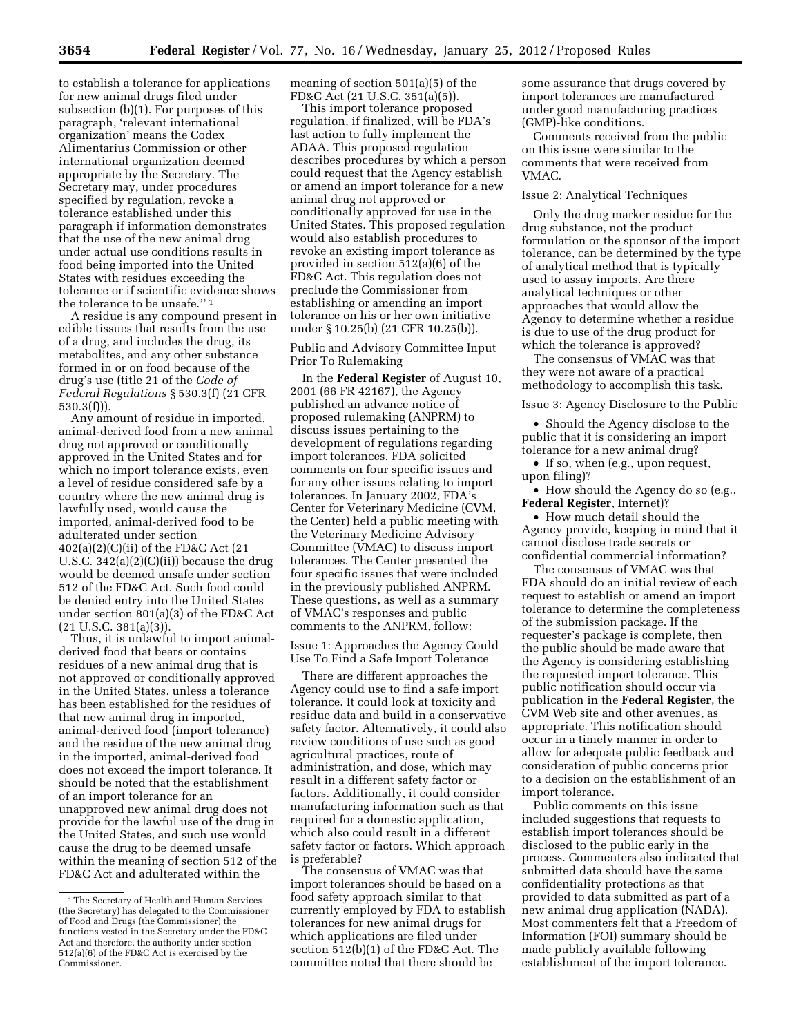to establish a tolerance for applications for new animal drugs filed under subsection (b)(1). For purposes of this paragraph, 'relevant international organization' means the Codex Alimentarius Commission or other international organization deemed appropriate by the Secretary. The Secretary may, under procedures specified by regulation, revoke a tolerance established under this paragraph if information demonstrates that the use of the new animal drug under actual use conditions results in food being imported into the United States with residues exceeding the tolerance or if scientific evidence shows the tolerance to be unsafe.'' [1]

A residue is any compound present in edible tissues that results from the use of a drug, and includes the drug, its metabolites, and any other substance formed in or on food because of the drug's use (title 21 of the *Code of Federal Regulations* § 530.3(f) (21 CFR 530.3(f))).

Any amount of residue in imported, animal-derived food from a new animal drug not approved or conditionally approved in the United States and for which no import tolerance exists, even a level of residue considered safe by a country where the new animal drug is lawfully used, would cause the imported, animal-derived food to be adulterated under section 402(a)(2)(C)(ii) of the FD&C Act (21 U.S.C. 342(a)(2)(C)(ii)) because the drug would be deemed unsafe under section 512 of the FD&C Act. Such food could be denied entry into the United States under section 801(a)(3) of the FD&C Act (21 U.S.C. 381(a)(3)).

Thus, it is unlawful to import animal-derived food that bears or contains residues of a new animal drug that is not approved or conditionally approved in the United States, unless a tolerance has been established for the residues of that new animal drug in imported, animal-derived food (import tolerance) and the residue of the new animal drug in the imported, animal-derived food does not exceed the import tolerance. It should be noted that the establishment of an import tolerance for an unapproved new animal drug does not provide for the lawful use of the drug in the United States, and such use would cause the drug to be deemed unsafe within the meaning of section 512 of the FD&C Act and adulterated within the meaning of section 501(a)(5) of the FD&C Act (21 U.S.C. 351(a)(5)).

This import tolerance proposed regulation, if finalized, will be FDA's last action to fully implement the ADAA. This proposed regulation describes procedures by which a person could request that the Agency establish or amend an import tolerance for a new animal drug not approved or conditionally approved for use in the United States. This proposed regulation would also establish procedures to revoke an existing import tolerance as provided in section 512(a)(6) of the FD&C Act. This regulation does not preclude the Commissioner from establishing or amending an import tolerance on his or her own initiative under § 10.25(b) (21 CFR 10.25(b)).

Public and Advisory Committee Input Prior To Rulemaking

In the **Federal Register** of August 10, 2001 (66 FR 42167), the Agency published an advance notice of proposed rulemaking (ANPRM) to discuss issues pertaining to the development of regulations regarding import tolerances. FDA solicited comments on four specific issues and for any other issues relating to import tolerances. In January 2002, FDA's Center for Veterinary Medicine (CVM, the Center) held a public meeting with the Veterinary Medicine Advisory Committee (VMAC) to discuss import tolerances. The Center presented the four specific issues that were included in the previously published ANPRM. These questions, as well as a summary of VMAC's responses and public comments to the ANPRM, follow:

Issue 1: Approaches the Agency Could Use To Find a Safe Import Tolerance

There are different approaches the Agency could use to find a safe import tolerance. It could look at toxicity and residue data and build in a conservative safety factor. Alternatively, it could also review conditions of use such as good agricultural practices, route of administration, and dose, which may result in a different safety factor or factors. Additionally, it could consider manufacturing information such as that required for a domestic application, which also could result in a different safety factor or factors. Which approach is preferable?

The consensus of VMAC was that import tolerances should be based on a food safety approach similar to that currently employed by FDA to establish tolerances for new animal drugs for which applications are filed under section 512(b)(1) of the FD&C Act. The committee noted that there should be some assurance that drugs covered by import tolerances are manufactured under good manufacturing practices (GMP)-like conditions.

Comments received from the public on this issue were similar to the comments that were received from VMAC.

Issue 2: Analytical Techniques

Only the drug marker residue for the drug substance, not the product formulation or the sponsor of the import tolerance, can be determined by the type of analytical method that is typically used to assay imports. Are there analytical techniques or other approaches that would allow the Agency to determine whether a residue is due to use of the drug product for which the tolerance is approved?

The consensus of VMAC was that they were not aware of a practical methodology to accomplish this task.

Issue 3: Agency Disclosure to the Public

- Should the Agency disclose to the public that it is considering an import tolerance for a new animal drug?
- If so, when (e.g., upon request, upon filing)?
- How should the Agency do so (e.g., **Federal Register**, Internet)?
- How much detail should the Agency provide, keeping in mind that it cannot disclose trade secrets or confidential commercial information?

The consensus of VMAC was that FDA should do an initial review of each request to establish or amend an import tolerance to determine the completeness of the submission package. If the requester's package is complete, then the public should be made aware that the Agency is considering establishing the requested import tolerance. This public notification should occur via publication in the **Federal Register**, the CVM Web site and other avenues, as appropriate. This notification should occur in a timely manner in order to allow for adequate public feedback and consideration of public concerns prior to a decision on the establishment of an import tolerance.

Public comments on this issue included suggestions that requests to establish import tolerances should be disclosed to the public early in the process. Commenters also indicated that submitted data should have the same confidentiality protections as that provided to data submitted as part of a new animal drug application (NADA). Most commenters felt that a Freedom of Information (FOI) summary should be made publicly available following establishment of the import tolerance.

[1] The Secretary of Health and Human Services (the Secretary) has delegated to the Commissioner of Food and Drugs (the Commissioner) the functions vested in the Secretary under the FD&C Act and therefore, the authority under section 512(a)(6) of the FD&C Act is exercised by the Commissioner.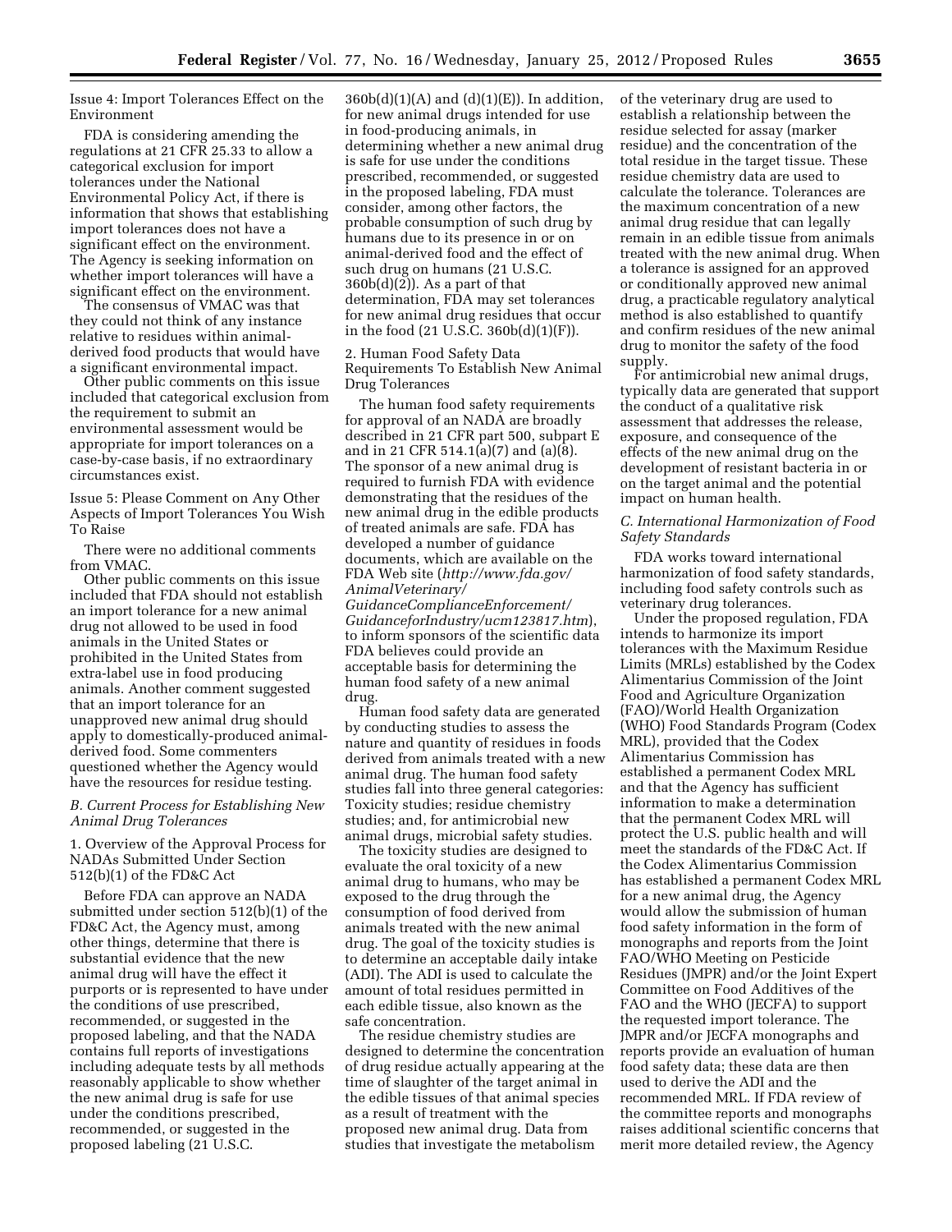Issue 4: Import Tolerances Effect on the Environment

FDA is considering amending the regulations at 21 CFR 25.33 to allow a categorical exclusion for import tolerances under the National Environmental Policy Act, if there is information that shows that establishing import tolerances does not have a significant effect on the environment. The Agency is seeking information on whether import tolerances will have a significant effect on the environment.

The consensus of VMAC was that they could not think of any instance relative to residues within animal-derived food products that would have a significant environmental impact.

Other public comments on this issue included that categorical exclusion from the requirement to submit an environmental assessment would be appropriate for import tolerances on a case-by-case basis, if no extraordinary circumstances exist.

Issue 5: Please Comment on Any Other Aspects of Import Tolerances You Wish To Raise

There were no additional comments from VMAC.

Other public comments on this issue included that FDA should not establish an import tolerance for a new animal drug not allowed to be used in food animals in the United States or prohibited in the United States from extra-label use in food producing animals. Another comment suggested that an import tolerance for an unapproved new animal drug should apply to domestically-produced animal-derived food. Some commenters questioned whether the Agency would have the resources for residue testing.

### *B. Current Process for Establishing New Animal Drug Tolerances*

1. Overview of the Approval Process for NADAs Submitted Under Section 512(b)(1) of the FD&C Act

Before FDA can approve an NADA submitted under section 512(b)(1) of the FD&C Act, the Agency must, among other things, determine that there is substantial evidence that the new animal drug will have the effect it purports or is represented to have under the conditions of use prescribed, recommended, or suggested in the proposed labeling, and that the NADA contains full reports of investigations including adequate tests by all methods reasonably applicable to show whether the new animal drug is safe for use under the conditions prescribed, recommended, or suggested in the proposed labeling (21 U.S.C. 360b(d)(1)(A) and (d)(1)(E)). In addition, for new animal drugs intended for use in food-producing animals, in determining whether a new animal drug is safe for use under the conditions prescribed, recommended, or suggested in the proposed labeling, FDA must consider, among other factors, the probable consumption of such drug by humans due to its presence in or on animal-derived food and the effect of such drug on humans (21 U.S.C. 360b(d)(2)). As a part of that determination, FDA may set tolerances for new animal drug residues that occur in the food (21 U.S.C. 360b(d)(1)(F)).

2. Human Food Safety Data Requirements To Establish New Animal Drug Tolerances

The human food safety requirements for approval of an NADA are broadly described in 21 CFR part 500, subpart E and in 21 CFR 514.1(a)(7) and (a)(8). The sponsor of a new animal drug is required to furnish FDA with evidence demonstrating that the residues of the new animal drug in the edible products of treated animals are safe. FDA has developed a number of guidance documents, which are available on the FDA Web site (*http://www.fda.gov/AnimalVeterinary/GuidanceComplianceEnforcement/GuidanceforIndustry/ucm123817.htm*), to inform sponsors of the scientific data FDA believes could provide an acceptable basis for determining the human food safety of a new animal drug.

Human food safety data are generated by conducting studies to assess the nature and quantity of residues in foods derived from animals treated with a new animal drug. The human food safety studies fall into three general categories: Toxicity studies; residue chemistry studies; and, for antimicrobial new animal drugs, microbial safety studies.

The toxicity studies are designed to evaluate the oral toxicity of a new animal drug to humans, who may be exposed to the drug through the consumption of food derived from animals treated with the new animal drug. The goal of the toxicity studies is to determine an acceptable daily intake (ADI). The ADI is used to calculate the amount of total residues permitted in each edible tissue, also known as the safe concentration.

The residue chemistry studies are designed to determine the concentration of drug residue actually appearing at the time of slaughter of the target animal in the edible tissues of that animal species as a result of treatment with the proposed new animal drug. Data from studies that investigate the metabolism of the veterinary drug are used to establish a relationship between the residue selected for assay (marker residue) and the concentration of the total residue in the target tissue. These residue chemistry data are used to calculate the tolerance. Tolerances are the maximum concentration of a new animal drug residue that can legally remain in an edible tissue from animals treated with the new animal drug. When a tolerance is assigned for an approved or conditionally approved new animal drug, a practicable regulatory analytical method is also established to quantify and confirm residues of the new animal drug to monitor the safety of the food supply.

For antimicrobial new animal drugs, typically data are generated that support the conduct of a qualitative risk assessment that addresses the release, exposure, and consequence of the effects of the new animal drug on the development of resistant bacteria in or on the target animal and the potential impact on human health.

### *C. International Harmonization of Food Safety Standards*

FDA works toward international harmonization of food safety standards, including food safety controls such as veterinary drug tolerances.

Under the proposed regulation, FDA intends to harmonize its import tolerances with the Maximum Residue Limits (MRLs) established by the Codex Alimentarius Commission of the Joint Food and Agriculture Organization (FAO)/World Health Organization (WHO) Food Standards Program (Codex MRL), provided that the Codex Alimentarius Commission has established a permanent Codex MRL and that the Agency has sufficient information to make a determination that the permanent Codex MRL will protect the U.S. public health and will meet the standards of the FD&C Act. If the Codex Alimentarius Commission has established a permanent Codex MRL for a new animal drug, the Agency would allow the submission of human food safety information in the form of monographs and reports from the Joint FAO/WHO Meeting on Pesticide Residues (JMPR) and/or the Joint Expert Committee on Food Additives of the FAO and the WHO (JECFA) to support the requested import tolerance. The JMPR and/or JECFA monographs and reports provide an evaluation of human food safety data; these data are then used to derive the ADI and the recommended MRL. If FDA review of the committee reports and monographs raises additional scientific concerns that merit more detailed review, the Agency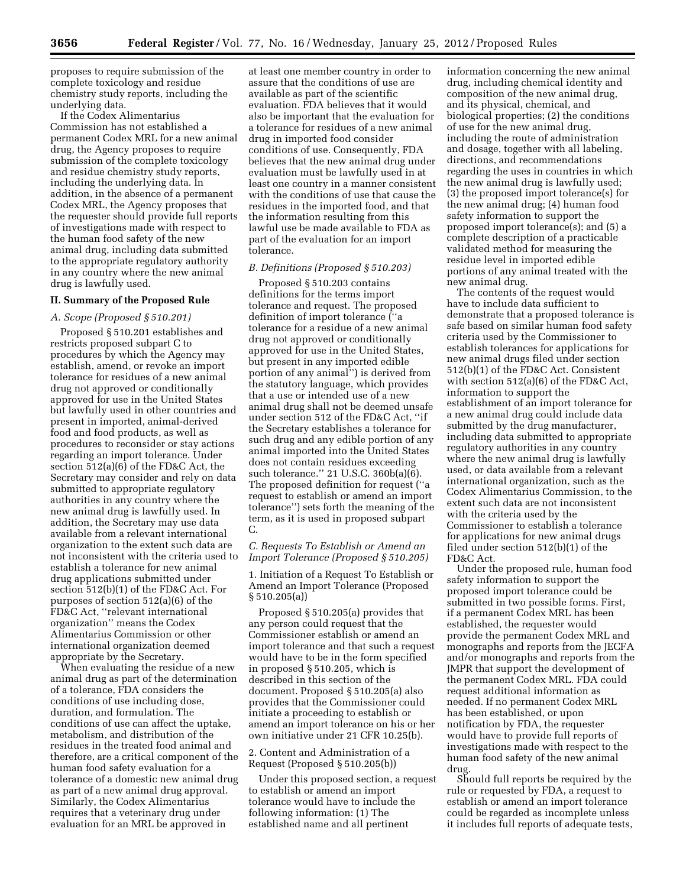proposes to require submission of the complete toxicology and residue chemistry study reports, including the underlying data.

If the Codex Alimentarius Commission has not established a permanent Codex MRL for a new animal drug, the Agency proposes to require submission of the complete toxicology and residue chemistry study reports, including the underlying data. In addition, in the absence of a permanent Codex MRL, the Agency proposes that the requester should provide full reports of investigations made with respect to the human food safety of the new animal drug, including data submitted to the appropriate regulatory authority in any country where the new animal drug is lawfully used.

## II. Summary of the Proposed Rule

### *A. Scope (Proposed § 510.201)*

Proposed § 510.201 establishes and restricts proposed subpart C to procedures by which the Agency may establish, amend, or revoke an import tolerance for residues of a new animal drug not approved or conditionally approved for use in the United States but lawfully used in other countries and present in imported, animal-derived food and food products, as well as procedures to reconsider or stay actions regarding an import tolerance. Under section 512(a)(6) of the FD&C Act, the Secretary may consider and rely on data submitted to appropriate regulatory authorities in any country where the new animal drug is lawfully used. In addition, the Secretary may use data available from a relevant international organization to the extent such data are not inconsistent with the criteria used to establish a tolerance for new animal drug applications submitted under section 512(b)(1) of the FD&C Act. For purposes of section 512(a)(6) of the FD&C Act, ''relevant international organization'' means the Codex Alimentarius Commission or other international organization deemed appropriate by the Secretary.

When evaluating the residue of a new animal drug as part of the determination of a tolerance, FDA considers the conditions of use including dose, duration, and formulation. The conditions of use can affect the uptake, metabolism, and distribution of the residues in the treated food animal and therefore, are a critical component of the human food safety evaluation for a tolerance of a domestic new animal drug as part of a new animal drug approval. Similarly, the Codex Alimentarius requires that a veterinary drug under evaluation for an MRL be approved in at least one member country in order to assure that the conditions of use are available as part of the scientific evaluation. FDA believes that it would also be important that the evaluation for a tolerance for residues of a new animal drug in imported food consider conditions of use. Consequently, FDA believes that the new animal drug under evaluation must be lawfully used in at least one country in a manner consistent with the conditions of use that cause the residues in the imported food, and that the information resulting from this lawful use be made available to FDA as part of the evaluation for an import tolerance.

### *B. Definitions (Proposed § 510.203)*

Proposed § 510.203 contains definitions for the terms import tolerance and request. The proposed definition of import tolerance (''a tolerance for a residue of a new animal drug not approved or conditionally approved for use in the United States, but present in any imported edible portion of any animal'') is derived from the statutory language, which provides that a use or intended use of a new animal drug shall not be deemed unsafe under section 512 of the FD&C Act, ''if the Secretary establishes a tolerance for such drug and any edible portion of any animal imported into the United States does not contain residues exceeding such tolerance.'' 21 U.S.C. 360b(a)(6). The proposed definition for request (''a request to establish or amend an import tolerance'') sets forth the meaning of the term, as it is used in proposed subpart C.

### *C. Requests To Establish or Amend an Import Tolerance (Proposed § 510.205)*

1. Initiation of a Request To Establish or Amend an Import Tolerance (Proposed § 510.205(a))

Proposed § 510.205(a) provides that any person could request that the Commissioner establish or amend an import tolerance and that such a request would have to be in the form specified in proposed § 510.205, which is described in this section of the document. Proposed § 510.205(a) also provides that the Commissioner could initiate a proceeding to establish or amend an import tolerance on his or her own initiative under 21 CFR 10.25(b).

2. Content and Administration of a Request (Proposed § 510.205(b))

Under this proposed section, a request to establish or amend an import tolerance would have to include the following information: (1) The established name and all pertinent information concerning the new animal drug, including chemical identity and composition of the new animal drug, and its physical, chemical, and biological properties; (2) the conditions of use for the new animal drug, including the route of administration and dosage, together with all labeling, directions, and recommendations regarding the uses in countries in which the new animal drug is lawfully used; (3) the proposed import tolerance(s) for the new animal drug; (4) human food safety information to support the proposed import tolerance(s); and (5) a complete description of a practicable validated method for measuring the residue level in imported edible portions of any animal treated with the new animal drug.

The contents of the request would have to include data sufficient to demonstrate that a proposed tolerance is safe based on similar human food safety criteria used by the Commissioner to establish tolerances for applications for new animal drugs filed under section 512(b)(1) of the FD&C Act. Consistent with section 512(a)(6) of the FD&C Act, information to support the establishment of an import tolerance for a new animal drug could include data submitted by the drug manufacturer, including data submitted to appropriate regulatory authorities in any country where the new animal drug is lawfully used, or data available from a relevant international organization, such as the Codex Alimentarius Commission, to the extent such data are not inconsistent with the criteria used by the Commissioner to establish a tolerance for applications for new animal drugs filed under section 512(b)(1) of the FD&C Act.

Under the proposed rule, human food safety information to support the proposed import tolerance could be submitted in two possible forms. First, if a permanent Codex MRL has been established, the requester would provide the permanent Codex MRL and monographs and reports from the JECFA and/or monographs and reports from the JMPR that support the development of the permanent Codex MRL. FDA could request additional information as needed. If no permanent Codex MRL has been established, or upon notification by FDA, the requester would have to provide full reports of investigations made with respect to the human food safety of the new animal drug.

Should full reports be required by the rule or requested by FDA, a request to establish or amend an import tolerance could be regarded as incomplete unless it includes full reports of adequate tests,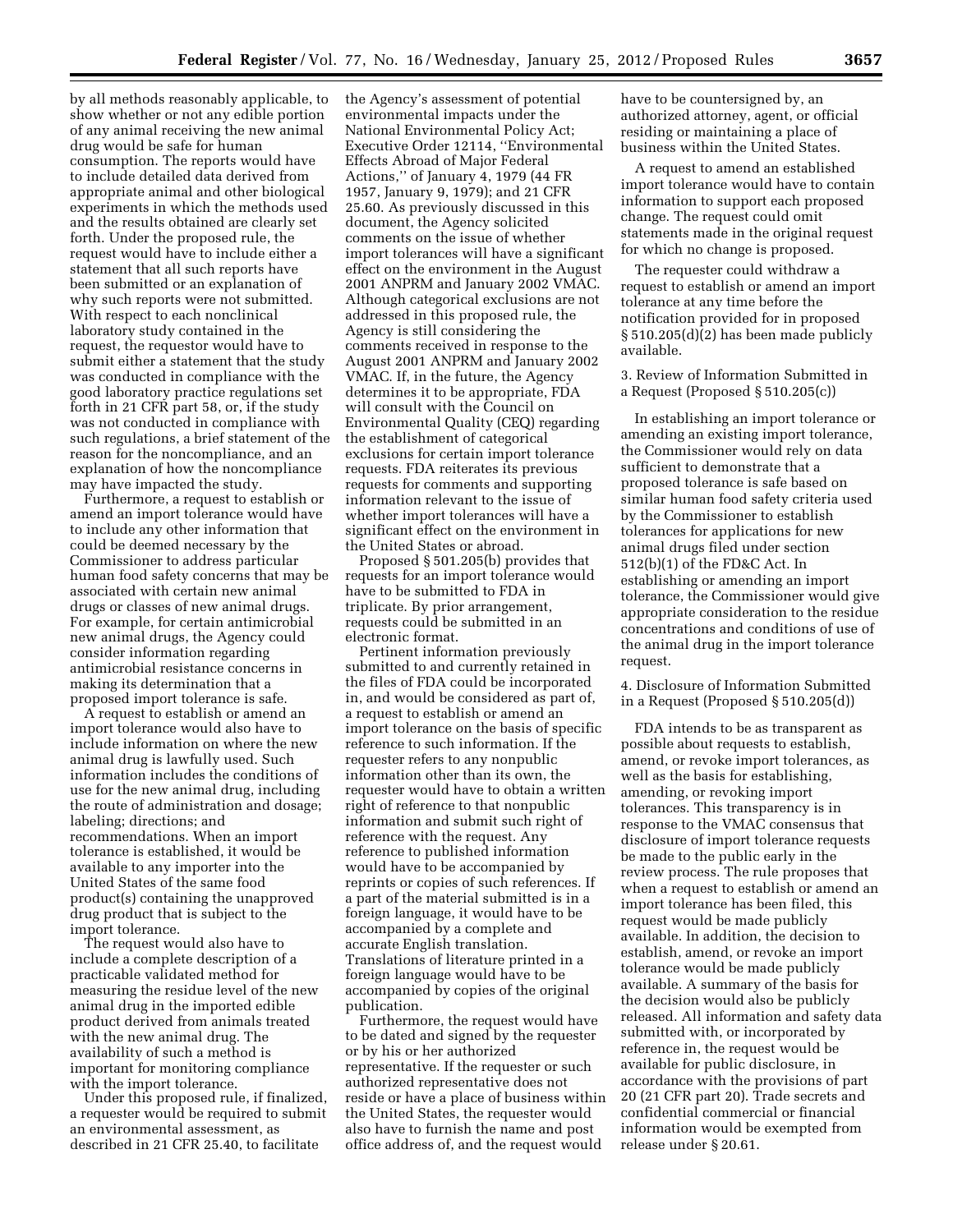by all methods reasonably applicable, to show whether or not any edible portion of any animal receiving the new animal drug would be safe for human consumption. The reports would have to include detailed data derived from appropriate animal and other biological experiments in which the methods used and the results obtained are clearly set forth. Under the proposed rule, the request would have to include either a statement that all such reports have been submitted or an explanation of why such reports were not submitted. With respect to each nonclinical laboratory study contained in the request, the requestor would have to submit either a statement that the study was conducted in compliance with the good laboratory practice regulations set forth in 21 CFR part 58, or, if the study was not conducted in compliance with such regulations, a brief statement of the reason for the noncompliance, and an explanation of how the noncompliance may have impacted the study.

Furthermore, a request to establish or amend an import tolerance would have to include any other information that could be deemed necessary by the Commissioner to address particular human food safety concerns that may be associated with certain new animal drugs or classes of new animal drugs. For example, for certain antimicrobial new animal drugs, the Agency could consider information regarding antimicrobial resistance concerns in making its determination that a proposed import tolerance is safe.

A request to establish or amend an import tolerance would also have to include information on where the new animal drug is lawfully used. Such information includes the conditions of use for the new animal drug, including the route of administration and dosage; labeling; directions; and recommendations. When an import tolerance is established, it would be available to any importer into the United States of the same food product(s) containing the unapproved drug product that is subject to the import tolerance.

The request would also have to include a complete description of a practicable validated method for measuring the residue level of the new animal drug in the imported edible product derived from animals treated with the new animal drug. The availability of such a method is important for monitoring compliance with the import tolerance.

Under this proposed rule, if finalized, a requester would be required to submit an environmental assessment, as described in 21 CFR 25.40, to facilitate the Agency's assessment of potential environmental impacts under the National Environmental Policy Act; Executive Order 12114, ''Environmental Effects Abroad of Major Federal Actions,'' of January 4, 1979 (44 FR 1957, January 9, 1979); and 21 CFR 25.60. As previously discussed in this document, the Agency solicited comments on the issue of whether import tolerances will have a significant effect on the environment in the August 2001 ANPRM and January 2002 VMAC. Although categorical exclusions are not addressed in this proposed rule, the Agency is still considering the comments received in response to the August 2001 ANPRM and January 2002 VMAC. If, in the future, the Agency determines it to be appropriate, FDA will consult with the Council on Environmental Quality (CEQ) regarding the establishment of categorical exclusions for certain import tolerance requests. FDA reiterates its previous requests for comments and supporting information relevant to the issue of whether import tolerances will have a significant effect on the environment in the United States or abroad.

Proposed § 501.205(b) provides that requests for an import tolerance would have to be submitted to FDA in triplicate. By prior arrangement, requests could be submitted in an electronic format.

Pertinent information previously submitted to and currently retained in the files of FDA could be incorporated in, and would be considered as part of, a request to establish or amend an import tolerance on the basis of specific reference to such information. If the requester refers to any nonpublic information other than its own, the requester would have to obtain a written right of reference to that nonpublic information and submit such right of reference with the request. Any reference to published information would have to be accompanied by reprints or copies of such references. If a part of the material submitted is in a foreign language, it would have to be accompanied by a complete and accurate English translation. Translations of literature printed in a foreign language would have to be accompanied by copies of the original publication.

Furthermore, the request would have to be dated and signed by the requester or by his or her authorized representative. If the requester or such authorized representative does not reside or have a place of business within the United States, the requester would also have to furnish the name and post office address of, and the request would have to be countersigned by, an authorized attorney, agent, or official residing or maintaining a place of business within the United States.

A request to amend an established import tolerance would have to contain information to support each proposed change. The request could omit statements made in the original request for which no change is proposed.

The requester could withdraw a request to establish or amend an import tolerance at any time before the notification provided for in proposed § 510.205(d)(2) has been made publicly available.

3. Review of Information Submitted in a Request (Proposed § 510.205(c))

In establishing an import tolerance or amending an existing import tolerance, the Commissioner would rely on data sufficient to demonstrate that a proposed tolerance is safe based on similar human food safety criteria used by the Commissioner to establish tolerances for applications for new animal drugs filed under section 512(b)(1) of the FD&C Act. In establishing or amending an import tolerance, the Commissioner would give appropriate consideration to the residue concentrations and conditions of use of the animal drug in the import tolerance request.

4. Disclosure of Information Submitted in a Request (Proposed § 510.205(d))

FDA intends to be as transparent as possible about requests to establish, amend, or revoke import tolerances, as well as the basis for establishing, amending, or revoking import tolerances. This transparency is in response to the VMAC consensus that disclosure of import tolerance requests be made to the public early in the review process. The rule proposes that when a request to establish or amend an import tolerance has been filed, this request would be made publicly available. In addition, the decision to establish, amend, or revoke an import tolerance would be made publicly available. A summary of the basis for the decision would also be publicly released. All information and safety data submitted with, or incorporated by reference in, the request would be available for public disclosure, in accordance with the provisions of part 20 (21 CFR part 20). Trade secrets and confidential commercial or financial information would be exempted from release under § 20.61.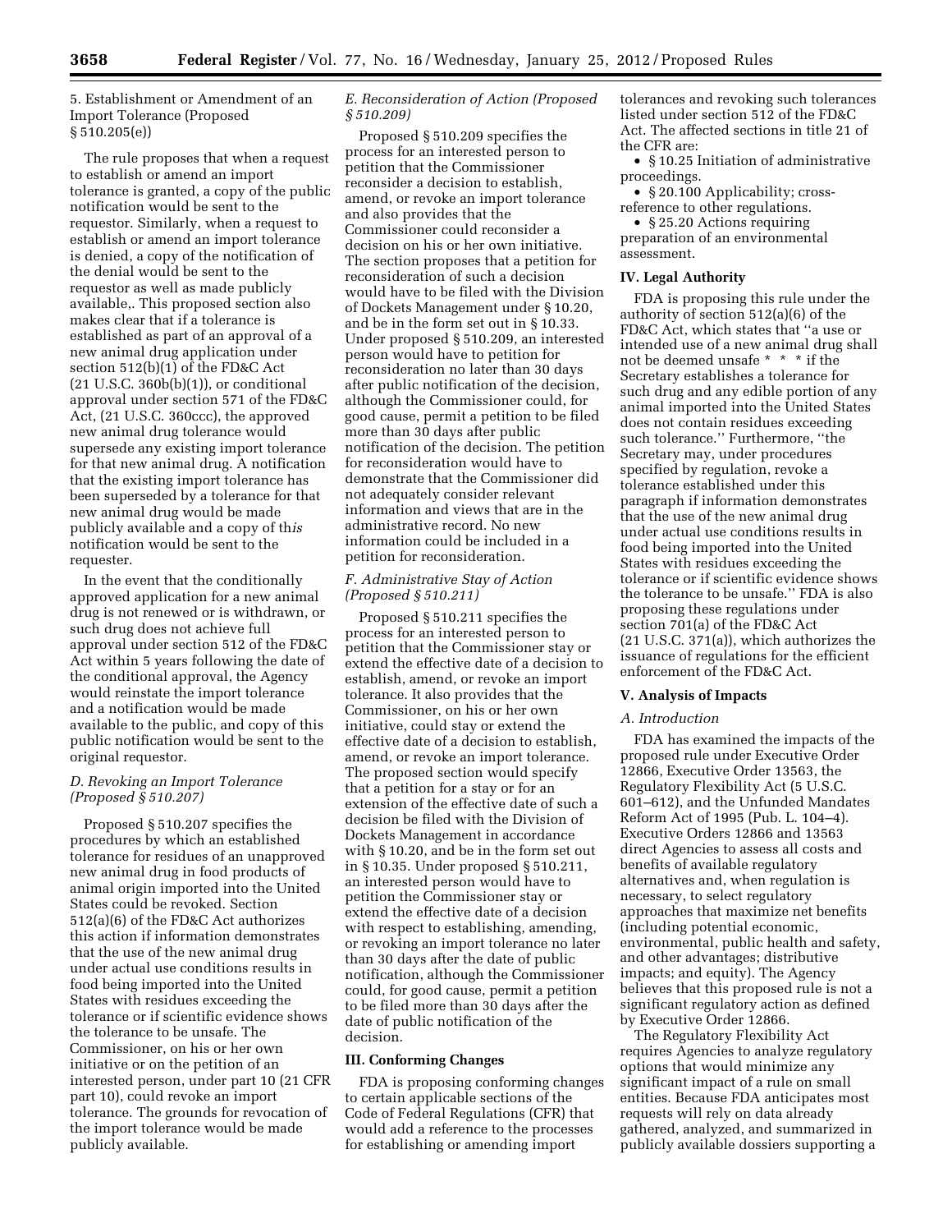5. Establishment or Amendment of an Import Tolerance (Proposed § 510.205(e))

The rule proposes that when a request to establish or amend an import tolerance is granted, a copy of the public notification would be sent to the requestor. Similarly, when a request to establish or amend an import tolerance is denied, a copy of the notification of the denial would be sent to the requestor as well as made publicly available,. This proposed section also makes clear that if a tolerance is established as part of an approval of a new animal drug application under section 512(b)(1) of the FD&C Act (21 U.S.C. 360b(b)(1)), or conditional approval under section 571 of the FD&C Act, (21 U.S.C. 360ccc), the approved new animal drug tolerance would supersede any existing import tolerance for that new animal drug. A notification that the existing import tolerance has been superseded by a tolerance for that new animal drug would be made publicly available and a copy of th*is* notification would be sent to the requester.

In the event that the conditionally approved application for a new animal drug is not renewed or is withdrawn, or such drug does not achieve full approval under section 512 of the FD&C Act within 5 years following the date of the conditional approval, the Agency would reinstate the import tolerance and a notification would be made available to the public, and copy of this public notification would be sent to the original requestor.

### *D. Revoking an Import Tolerance (Proposed § 510.207)*

Proposed § 510.207 specifies the procedures by which an established tolerance for residues of an unapproved new animal drug in food products of animal origin imported into the United States could be revoked. Section 512(a)(6) of the FD&C Act authorizes this action if information demonstrates that the use of the new animal drug under actual use conditions results in food being imported into the United States with residues exceeding the tolerance or if scientific evidence shows the tolerance to be unsafe. The Commissioner, on his or her own initiative or on the petition of an interested person, under part 10 (21 CFR part 10), could revoke an import tolerance. The grounds for revocation of the import tolerance would be made publicly available.

### *E. Reconsideration of Action (Proposed § 510.209)*

Proposed § 510.209 specifies the process for an interested person to petition that the Commissioner reconsider a decision to establish, amend, or revoke an import tolerance and also provides that the Commissioner could reconsider a decision on his or her own initiative. The section proposes that a petition for reconsideration of such a decision would have to be filed with the Division of Dockets Management under § 10.20, and be in the form set out in § 10.33. Under proposed § 510.209, an interested person would have to petition for reconsideration no later than 30 days after public notification of the decision, although the Commissioner could, for good cause, permit a petition to be filed more than 30 days after public notification of the decision. The petition for reconsideration would have to demonstrate that the Commissioner did not adequately consider relevant information and views that are in the administrative record. No new information could be included in a petition for reconsideration.

### *F. Administrative Stay of Action (Proposed § 510.211)*

Proposed § 510.211 specifies the process for an interested person to petition that the Commissioner stay or extend the effective date of a decision to establish, amend, or revoke an import tolerance. It also provides that the Commissioner, on his or her own initiative, could stay or extend the effective date of a decision to establish, amend, or revoke an import tolerance. The proposed section would specify that a petition for a stay or for an extension of the effective date of such a decision be filed with the Division of Dockets Management in accordance with § 10.20, and be in the form set out in § 10.35. Under proposed § 510.211, an interested person would have to petition the Commissioner stay or extend the effective date of a decision with respect to establishing, amending, or revoking an import tolerance no later than 30 days after the date of public notification, although the Commissioner could, for good cause, permit a petition to be filed more than 30 days after the date of public notification of the decision.

## III. Conforming Changes

FDA is proposing conforming changes to certain applicable sections of the Code of Federal Regulations (CFR) that would add a reference to the processes for establishing or amending import tolerances and revoking such tolerances listed under section 512 of the FD&C Act. The affected sections in title 21 of the CFR are:

- § 10.25 Initiation of administrative proceedings.
- § 20.100 Applicability; cross-reference to other regulations.
- § 25.20 Actions requiring preparation of an environmental assessment.

## IV. Legal Authority

FDA is proposing this rule under the authority of section 512(a)(6) of the FD&C Act, which states that ''a use or intended use of a new animal drug shall not be deemed unsafe * * * if the Secretary establishes a tolerance for such drug and any edible portion of any animal imported into the United States does not contain residues exceeding such tolerance.'' Furthermore, ''the Secretary may, under procedures specified by regulation, revoke a tolerance established under this paragraph if information demonstrates that the use of the new animal drug under actual use conditions results in food being imported into the United States with residues exceeding the tolerance or if scientific evidence shows the tolerance to be unsafe.'' FDA is also proposing these regulations under section 701(a) of the FD&C Act (21 U.S.C. 371(a)), which authorizes the issuance of regulations for the efficient enforcement of the FD&C Act.

## V. Analysis of Impacts

### *A. Introduction*

FDA has examined the impacts of the proposed rule under Executive Order 12866, Executive Order 13563, the Regulatory Flexibility Act (5 U.S.C. 601–612), and the Unfunded Mandates Reform Act of 1995 (Pub. L. 104–4). Executive Orders 12866 and 13563 direct Agencies to assess all costs and benefits of available regulatory alternatives and, when regulation is necessary, to select regulatory approaches that maximize net benefits (including potential economic, environmental, public health and safety, and other advantages; distributive impacts; and equity). The Agency believes that this proposed rule is not a significant regulatory action as defined by Executive Order 12866.

The Regulatory Flexibility Act requires Agencies to analyze regulatory options that would minimize any significant impact of a rule on small entities. Because FDA anticipates most requests will rely on data already gathered, analyzed, and summarized in publicly available dossiers supporting a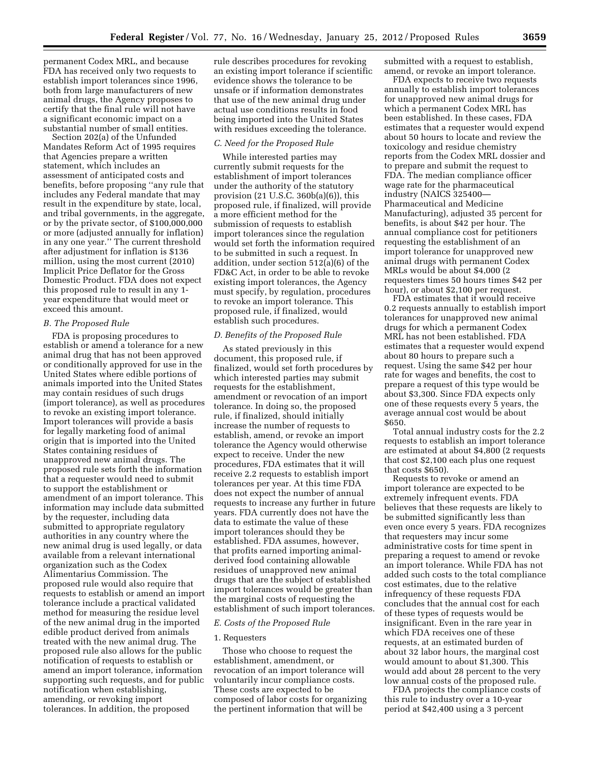permanent Codex MRL, and because FDA has received only two requests to establish import tolerances since 1996, both from large manufacturers of new animal drugs, the Agency proposes to certify that the final rule will not have a significant economic impact on a substantial number of small entities.

Section 202(a) of the Unfunded Mandates Reform Act of 1995 requires that Agencies prepare a written statement, which includes an assessment of anticipated costs and benefits, before proposing ''any rule that includes any Federal mandate that may result in the expenditure by state, local, and tribal governments, in the aggregate, or by the private sector, of $100,000,000 or more (adjusted annually for inflation) in any one year.'' The current threshold after adjustment for inflation is $136 million, using the most current (2010) Implicit Price Deflator for the Gross Domestic Product. FDA does not expect this proposed rule to result in any 1-year expenditure that would meet or exceed this amount.

### B. The Proposed Rule

FDA is proposing procedures to establish or amend a tolerance for a new animal drug that has not been approved or conditionally approved for use in the United States where edible portions of animals imported into the United States may contain residues of such drugs (import tolerance), as well as procedures to revoke an existing import tolerance. Import tolerances will provide a basis for legally marketing food of animal origin that is imported into the United States containing residues of unapproved new animal drugs. The proposed rule sets forth the information that a requester would need to submit to support the establishment or amendment of an import tolerance. This information may include data submitted by the requester, including data submitted to appropriate regulatory authorities in any country where the new animal drug is used legally, or data available from a relevant international organization such as the Codex Alimentarius Commission. The proposed rule would also require that requests to establish or amend an import tolerance include a practical validated method for measuring the residue level of the new animal drug in the imported edible product derived from animals treated with the new animal drug. The proposed rule also allows for the public notification of requests to establish or amend an import tolerance, information supporting such requests, and for public notification when establishing, amending, or revoking import tolerances. In addition, the proposed rule describes procedures for revoking an existing import tolerance if scientific evidence shows the tolerance to be unsafe or if information demonstrates that use of the new animal drug under actual use conditions results in food being imported into the United States with residues exceeding the tolerance.

### C. Need for the Proposed Rule

While interested parties may currently submit requests for the establishment of import tolerances under the authority of the statutory provision (21 U.S.C. 360b(a)(6)), this proposed rule, if finalized, will provide a more efficient method for the submission of requests to establish import tolerances since the regulation would set forth the information required to be submitted in such a request. In addition, under section 512(a)(6) of the FD&C Act, in order to be able to revoke existing import tolerances, the Agency must specify, by regulation, procedures to revoke an import tolerance. This proposed rule, if finalized, would establish such procedures.

### D. Benefits of the Proposed Rule

As stated previously in this document, this proposed rule, if finalized, would set forth procedures by which interested parties may submit requests for the establishment, amendment or revocation of an import tolerance. In doing so, the proposed rule, if finalized, should initially increase the number of requests to establish, amend, or revoke an import tolerance the Agency would otherwise expect to receive. Under the new procedures, FDA estimates that it will receive 2.2 requests to establish import tolerances per year. At this time FDA does not expect the number of annual requests to increase any further in future years. FDA currently does not have the data to estimate the value of these import tolerances should they be established. FDA assumes, however, that profits earned importing animal-derived food containing allowable residues of unapproved new animal drugs that are the subject of established import tolerances would be greater than the marginal costs of requesting the establishment of such import tolerances.

### E. Costs of the Proposed Rule

#### 1. Requesters

Those who choose to request the establishment, amendment, or revocation of an import tolerance will voluntarily incur compliance costs. These costs are expected to be composed of labor costs for organizing the pertinent information that will be submitted with a request to establish, amend, or revoke an import tolerance.

FDA expects to receive two requests annually to establish import tolerances for unapproved new animal drugs for which a permanent Codex MRL has been established. In these cases, FDA estimates that a requester would expend about 50 hours to locate and review the toxicology and residue chemistry reports from the Codex MRL dossier and to prepare and submit the request to FDA. The median compliance officer wage rate for the pharmaceutical industry (NAICS 325400—Pharmaceutical and Medicine Manufacturing), adjusted 35 percent for benefits, is about $42 per hour. The annual compliance cost for petitioners requesting the establishment of an import tolerance for unapproved new animal drugs with permanent Codex MRLs would be about $4,000 (2 requesters times 50 hours times $42 per hour), or about $2,100 per request.

FDA estimates that it would receive 0.2 requests annually to establish import tolerances for unapproved new animal drugs for which a permanent Codex MRL has not been established. FDA estimates that a requester would expend about 80 hours to prepare such a request. Using the same $42 per hour rate for wages and benefits, the cost to prepare a request of this type would be about $3,300. Since FDA expects only one of these requests every 5 years, the average annual cost would be about $650.

Total annual industry costs for the 2.2 requests to establish an import tolerance are estimated at about $4,800 (2 requests that cost $2,100 each plus one request that costs $650).

Requests to revoke or amend an import tolerance are expected to be extremely infrequent events. FDA believes that these requests are likely to be submitted significantly less than even once every 5 years. FDA recognizes that requesters may incur some administrative costs for time spent in preparing a request to amend or revoke an import tolerance. While FDA has not added such costs to the total compliance cost estimates, due to the relative infrequency of these requests FDA concludes that the annual cost for each of these types of requests would be insignificant. Even in the rare year in which FDA receives one of these requests, at an estimated burden of about 32 labor hours, the marginal cost would amount to about $1,300. This would add about 28 percent to the very low annual costs of the proposed rule.

FDA projects the compliance costs of this rule to industry over a 10-year period at $42,400 using a 3 percent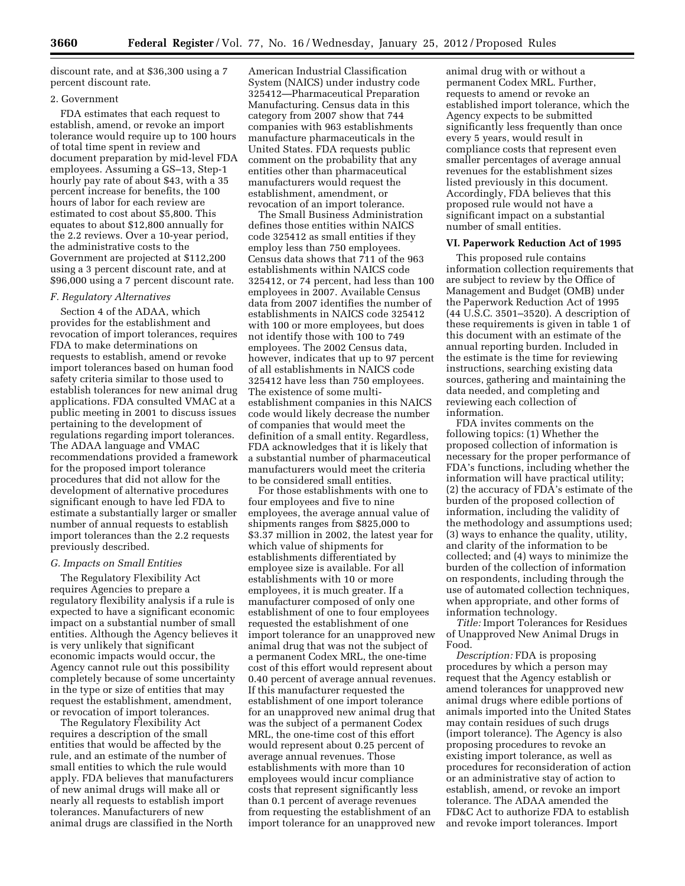discount rate, and at $36,300 using a 7 percent discount rate.

2. Government

FDA estimates that each request to establish, amend, or revoke an import tolerance would require up to 100 hours of total time spent in review and document preparation by mid-level FDA employees. Assuming a GS–13, Step-1 hourly pay rate of about $43, with a 35 percent increase for benefits, the 100 hours of labor for each review are estimated to cost about $5,800. This equates to about $12,800 annually for the 2.2 reviews. Over a 10-year period, the administrative costs to the Government are projected at $112,200 using a 3 percent discount rate, and at $96,000 using a 7 percent discount rate.

### F. Regulatory Alternatives

Section 4 of the ADAA, which provides for the establishment and revocation of import tolerances, requires FDA to make determinations on requests to establish, amend or revoke import tolerances based on human food safety criteria similar to those used to establish tolerances for new animal drug applications. FDA consulted VMAC at a public meeting in 2001 to discuss issues pertaining to the development of regulations regarding import tolerances. The ADAA language and VMAC recommendations provided a framework for the proposed import tolerance procedures that did not allow for the development of alternative procedures significant enough to have led FDA to estimate a substantially larger or smaller number of annual requests to establish import tolerances than the 2.2 requests previously described.

### G. Impacts on Small Entities

The Regulatory Flexibility Act requires Agencies to prepare a regulatory flexibility analysis if a rule is expected to have a significant economic impact on a substantial number of small entities. Although the Agency believes it is very unlikely that significant economic impacts would occur, the Agency cannot rule out this possibility completely because of some uncertainty in the type or size of entities that may request the establishment, amendment, or revocation of import tolerances.

The Regulatory Flexibility Act requires a description of the small entities that would be affected by the rule, and an estimate of the number of small entities to which the rule would apply. FDA believes that manufacturers of new animal drugs will make all or nearly all requests to establish import tolerances. Manufacturers of new animal drugs are classified in the North American Industrial Classification System (NAICS) under industry code 325412—Pharmaceutical Preparation Manufacturing. Census data in this category from 2007 show that 744 companies with 963 establishments manufacture pharmaceuticals in the United States. FDA requests public comment on the probability that any entities other than pharmaceutical manufacturers would request the establishment, amendment, or revocation of an import tolerance.

The Small Business Administration defines those entities within NAICS code 325412 as small entities if they employ less than 750 employees. Census data shows that 711 of the 963 establishments within NAICS code 325412, or 74 percent, had less than 100 employees in 2007. Available Census data from 2007 identifies the number of establishments in NAICS code 325412 with 100 or more employees, but does not identify those with 100 to 749 employees. The 2002 Census data, however, indicates that up to 97 percent of all establishments in NAICS code 325412 have less than 750 employees. The existence of some multi-establishment companies in this NAICS code would likely decrease the number of companies that would meet the definition of a small entity. Regardless, FDA acknowledges that it is likely that a substantial number of pharmaceutical manufacturers would meet the criteria to be considered small entities.

For those establishments with one to four employees and five to nine employees, the average annual value of shipments ranges from $825,000 to $3.37 million in 2002, the latest year for which value of shipments for establishments differentiated by employee size is available. For all establishments with 10 or more employees, it is much greater. If a manufacturer composed of only one establishment of one to four employees requested the establishment of one import tolerance for an unapproved new animal drug that was not the subject of a permanent Codex MRL, the one-time cost of this effort would represent about 0.40 percent of average annual revenues. If this manufacturer requested the establishment of one import tolerance for an unapproved new animal drug that was the subject of a permanent Codex MRL, the one-time cost of this effort would represent about 0.25 percent of average annual revenues. Those establishments with more than 10 employees would incur compliance costs that represent significantly less than 0.1 percent of average revenues from requesting the establishment of an import tolerance for an unapproved new animal drug with or without a permanent Codex MRL. Further, requests to amend or revoke an established import tolerance, which the Agency expects to be submitted significantly less frequently than once every 5 years, would result in compliance costs that represent even smaller percentages of average annual revenues for the establishment sizes listed previously in this document. Accordingly, FDA believes that this proposed rule would not have a significant impact on a substantial number of small entities.

## VI. Paperwork Reduction Act of 1995

This proposed rule contains information collection requirements that are subject to review by the Office of Management and Budget (OMB) under the Paperwork Reduction Act of 1995 (44 U.S.C. 3501–3520). A description of these requirements is given in table 1 of this document with an estimate of the annual reporting burden. Included in the estimate is the time for reviewing instructions, searching existing data sources, gathering and maintaining the data needed, and completing and reviewing each collection of information.

FDA invites comments on the following topics: (1) Whether the proposed collection of information is necessary for the proper performance of FDA's functions, including whether the information will have practical utility; (2) the accuracy of FDA's estimate of the burden of the proposed collection of information, including the validity of the methodology and assumptions used; (3) ways to enhance the quality, utility, and clarity of the information to be collected; and (4) ways to minimize the burden of the collection of information on respondents, including through the use of automated collection techniques, when appropriate, and other forms of information technology.

*Title:* Import Tolerances for Residues of Unapproved New Animal Drugs in Food.

*Description:* FDA is proposing procedures by which a person may request that the Agency establish or amend tolerances for unapproved new animal drugs where edible portions of animals imported into the United States may contain residues of such drugs (import tolerance). The Agency is also proposing procedures to revoke an existing import tolerance, as well as procedures for reconsideration of action or an administrative stay of action to establish, amend, or revoke an import tolerance. The ADAA amended the FD&C Act to authorize FDA to establish and revoke import tolerances. Import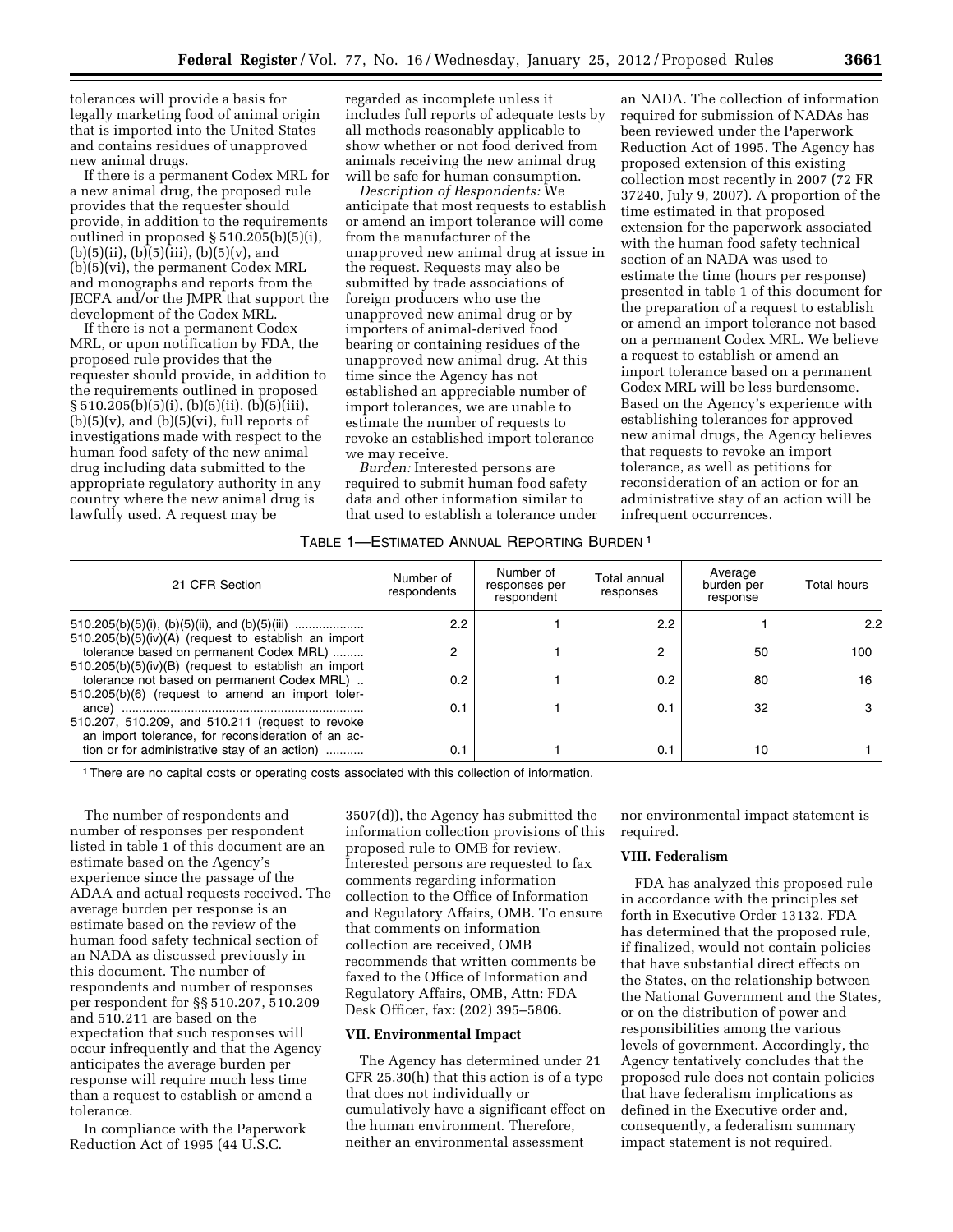tolerances will provide a basis for legally marketing food of animal origin that is imported into the United States and contains residues of unapproved new animal drugs.

If there is a permanent Codex MRL for a new animal drug, the proposed rule provides that the requester should provide, in addition to the requirements outlined in proposed § 510.205(b)(5)(i), (b)(5)(ii), (b)(5)(iii), (b)(5)(v), and (b)(5)(vi), the permanent Codex MRL and monographs and reports from the JECFA and/or the JMPR that support the development of the Codex MRL.

If there is not a permanent Codex MRL, or upon notification by FDA, the proposed rule provides that the requester should provide, in addition to the requirements outlined in proposed § 510.205(b)(5)(i), (b)(5)(ii), (b)(5)(iii), (b)(5)(v), and (b)(5)(vi), full reports of investigations made with respect to the human food safety of the new animal drug including data submitted to the appropriate regulatory authority in any country where the new animal drug is lawfully used. A request may be regarded as incomplete unless it includes full reports of adequate tests by all methods reasonably applicable to show whether or not food derived from animals receiving the new animal drug will be safe for human consumption.

*Description of Respondents:* We anticipate that most requests to establish or amend an import tolerance will come from the manufacturer of the unapproved new animal drug at issue in the request. Requests may also be submitted by trade associations of foreign producers who use the unapproved new animal drug or by importers of animal-derived food bearing or containing residues of the unapproved new animal drug. At this time since the Agency has not established an appreciable number of import tolerances, we are unable to estimate the number of requests to revoke an established import tolerance we may receive.

*Burden:* Interested persons are required to submit human food safety data and other information similar to that used to establish a tolerance under an NADA. The collection of information required for submission of NADAs has been reviewed under the Paperwork Reduction Act of 1995. The Agency has proposed extension of this existing collection most recently in 2007 (72 FR 37240, July 9, 2007). A proportion of the time estimated in that proposed extension for the paperwork associated with the human food safety technical section of an NADA was used to estimate the time (hours per response) presented in table 1 of this document for the preparation of a request to establish or amend an import tolerance not based on a permanent Codex MRL. We believe a request to establish or amend an import tolerance based on a permanent Codex MRL will be less burdensome. Based on the Agency's experience with establishing tolerances for approved new animal drugs, the Agency believes that requests to revoke an import tolerance, as well as petitions for reconsideration of an action or for an administrative stay of an action will be infrequent occurrences.

TABLE 1—ESTIMATED ANNUAL REPORTING BURDEN [1]

| 21 CFR Section | Number of respondents | Number of responses per respondent | Total annual responses | Average burden per response | Total hours |
|---|---|---|---|---|---|
| 510.205(b)(5)(i), (b)(5)(ii), and (b)(5)(iii) | 2.2 | 1 | 2.2 | 1 | 2.2 |
| 510.205(b)(5)(iv)(A) (request to establish an import tolerance based on permanent Codex MRL) | 2 | 1 | 2 | 50 | 100 |
| 510.205(b)(5)(iv)(B) (request to establish an import tolerance not based on permanent Codex MRL) | 0.2 | 1 | 0.2 | 80 | 16 |
| 510.205(b)(6) (request to amend an import tolerance) | 0.1 | 1 | 0.1 | 32 | 3 |
| 510.207, 510.209, and 510.211 (request to revoke an import tolerance, for reconsideration of an action or for administrative stay of an action) | 0.1 | 1 | 0.1 | 10 | 1 |

[1] There are no capital costs or operating costs associated with this collection of information.

The number of respondents and number of responses per respondent listed in table 1 of this document are an estimate based on the Agency's experience since the passage of the ADAA and actual requests received. The average burden per response is an estimate based on the review of the human food safety technical section of an NADA as discussed previously in this document. The number of respondents and number of responses per respondent for §§ 510.207, 510.209 and 510.211 are based on the expectation that such responses will occur infrequently and that the Agency anticipates the average burden per response will require much less time than a request to establish or amend a tolerance.

In compliance with the Paperwork Reduction Act of 1995 (44 U.S.C. 3507(d)), the Agency has submitted the information collection provisions of this proposed rule to OMB for review. Interested persons are requested to fax comments regarding information collection to the Office of Information and Regulatory Affairs, OMB. To ensure that comments on information collection are received, OMB recommends that written comments be faxed to the Office of Information and Regulatory Affairs, OMB, Attn: FDA Desk Officer, fax: (202) 395–5806.

## VII. Environmental Impact

The Agency has determined under 21 CFR 25.30(h) that this action is of a type that does not individually or cumulatively have a significant effect on the human environment. Therefore, neither an environmental assessment nor environmental impact statement is required.

## VIII. Federalism

FDA has analyzed this proposed rule in accordance with the principles set forth in Executive Order 13132. FDA has determined that the proposed rule, if finalized, would not contain policies that have substantial direct effects on the States, on the relationship between the National Government and the States, or on the distribution of power and responsibilities among the various levels of government. Accordingly, the Agency tentatively concludes that the proposed rule does not contain policies that have federalism implications as defined in the Executive order and, consequently, a federalism summary impact statement is not required.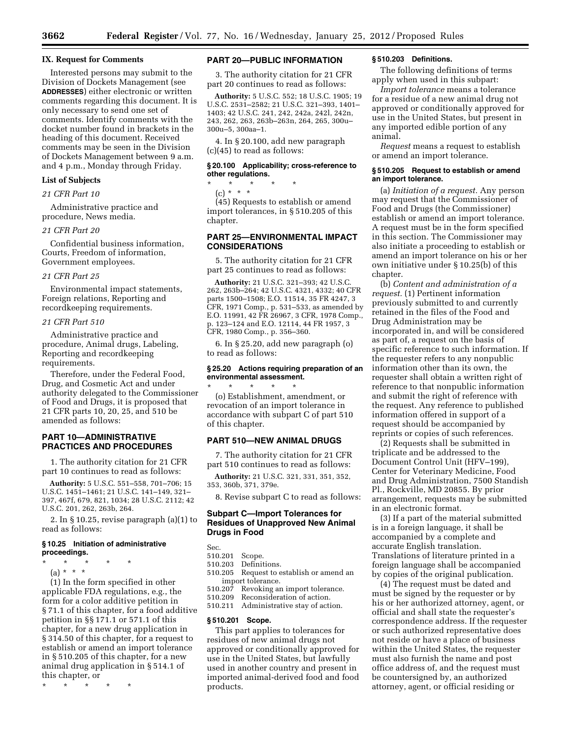## IX. Request for Comments

Interested persons may submit to the Division of Dockets Management (see **ADDRESSES**) either electronic or written comments regarding this document. It is only necessary to send one set of comments. Identify comments with the docket number found in brackets in the heading of this document. Received comments may be seen in the Division of Dockets Management between 9 a.m. and 4 p.m., Monday through Friday.

### List of Subjects

*21 CFR Part 10*

Administrative practice and procedure, News media.

*21 CFR Part 20*

Confidential business information, Courts, Freedom of information, Government employees.

*21 CFR Part 25*

Environmental impact statements, Foreign relations, Reporting and recordkeeping requirements.

*21 CFR Part 510*

Administrative practice and procedure, Animal drugs, Labeling, Reporting and recordkeeping requirements.

Therefore, under the Federal Food, Drug, and Cosmetic Act and under authority delegated to the Commissioner of Food and Drugs, it is proposed that 21 CFR parts 10, 20, 25, and 510 be amended as follows:

## PART 10—ADMINISTRATIVE PRACTICES AND PROCEDURES

1. The authority citation for 21 CFR part 10 continues to read as follows:

**Authority:** 5 U.S.C. 551–558, 701–706; 15 U.S.C. 1451–1461; 21 U.S.C. 141–149, 321–397, 467f, 679, 821, 1034; 28 U.S.C. 2112; 42 U.S.C. 201, 262, 263b, 264.

2. In § 10.25, revise paragraph (a)(1) to read as follows:

### § 10.25 Initiation of administrative proceedings.

\* \* \* \* \*

(a) \* \* \*

(1) In the form specified in other applicable FDA regulations, e.g., the form for a color additive petition in § 71.1 of this chapter, for a food additive petition in §§ 171.1 or 571.1 of this chapter, for a new drug application in § 314.50 of this chapter, for a request to establish or amend an import tolerance in § 510.205 of this chapter, for a new animal drug application in § 514.1 of this chapter, or

\* \* \* \* \*

## PART 20—PUBLIC INFORMATION

3. The authority citation for 21 CFR part 20 continues to read as follows:

**Authority:** 5 U.S.C. 552; 18 U.S.C. 1905; 19 U.S.C. 2531–2582; 21 U.S.C. 321–393, 1401–1403; 42 U.S.C. 241, 242, 242a, 242l, 242n, 243, 262, 263, 263b–263n, 264, 265, 300u–300u–5, 300aa–1.

4. In § 20.100, add new paragraph (c)(45) to read as follows:

### § 20.100 Applicability; cross-reference to other regulations.

\* \* \* \* \*

(c) \* \* \*

(45) Requests to establish or amend import tolerances, in § 510.205 of this chapter.

## PART 25—ENVIRONMENTAL IMPACT CONSIDERATIONS

5. The authority citation for 21 CFR part 25 continues to read as follows:

**Authority:** 21 U.S.C. 321–393; 42 U.S.C. 262, 263b–264; 42 U.S.C. 4321, 4332; 40 CFR parts 1500–1508; E.O. 11514, 35 FR 4247, 3 CFR, 1971 Comp., p. 531–533, as amended by E.O. 11991, 42 FR 26967, 3 CFR, 1978 Comp., p. 123–124 and E.O. 12114, 44 FR 1957, 3 CFR, 1980 Comp., p. 356–360.

6. In § 25.20, add new paragraph (o) to read as follows:

### § 25.20 Actions requiring preparation of an environmental assessment.

\* \* \* \* \*

(o) Establishment, amendment, or revocation of an import tolerance in accordance with subpart C of part 510 of this chapter.

## PART 510—NEW ANIMAL DRUGS

7. The authority citation for 21 CFR part 510 continues to read as follows:

**Authority:** 21 U.S.C. 321, 331, 351, 352, 353, 360b, 371, 379e.

8. Revise subpart C to read as follows:

## Subpart C—Import Tolerances for Residues of Unapproved New Animal Drugs in Food

Sec.
510.201 Scope.
510.203 Definitions.
510.205 Request to establish or amend an import tolerance.
510.207 Revoking an import tolerance.
510.209 Reconsideration of action.
510.211 Administrative stay of action.

### § 510.201 Scope.

This part applies to tolerances for residues of new animal drugs not approved or conditionally approved for use in the United States, but lawfully used in another country and present in imported animal-derived food and food products.

### § 510.203 Definitions.

The following definitions of terms apply when used in this subpart:

*Import tolerance* means a tolerance for a residue of a new animal drug not approved or conditionally approved for use in the United States, but present in any imported edible portion of any animal.

*Request* means a request to establish or amend an import tolerance.

### § 510.205 Request to establish or amend an import tolerance.

(a) *Initiation of a request.* Any person may request that the Commissioner of Food and Drugs (the Commissioner) establish or amend an import tolerance. A request must be in the form specified in this section. The Commissioner may also initiate a proceeding to establish or amend an import tolerance on his or her own initiative under § 10.25(b) of this chapter.

(b) *Content and administration of a request.* (1) Pertinent information previously submitted to and currently retained in the files of the Food and Drug Administration may be incorporated in, and will be considered as part of, a request on the basis of specific reference to such information. If the requester refers to any nonpublic information other than its own, the requester shall obtain a written right of reference to that nonpublic information and submit the right of reference with the request. Any reference to published information offered in support of a request should be accompanied by reprints or copies of such references.

(2) Requests shall be submitted in triplicate and be addressed to the Document Control Unit (HFV–199), Center for Veterinary Medicine, Food and Drug Administration, 7500 Standish Pl., Rockville, MD 20855. By prior arrangement, requests may be submitted in an electronic format.

(3) If a part of the material submitted is in a foreign language, it shall be accompanied by a complete and accurate English translation. Translations of literature printed in a foreign language shall be accompanied by copies of the original publication.

(4) The request must be dated and must be signed by the requester or by his or her authorized attorney, agent, or official and shall state the requester's correspondence address. If the requester or such authorized representative does not reside or have a place of business within the United States, the requester must also furnish the name and post office address of, and the request must be countersigned by, an authorized attorney, agent, or official residing or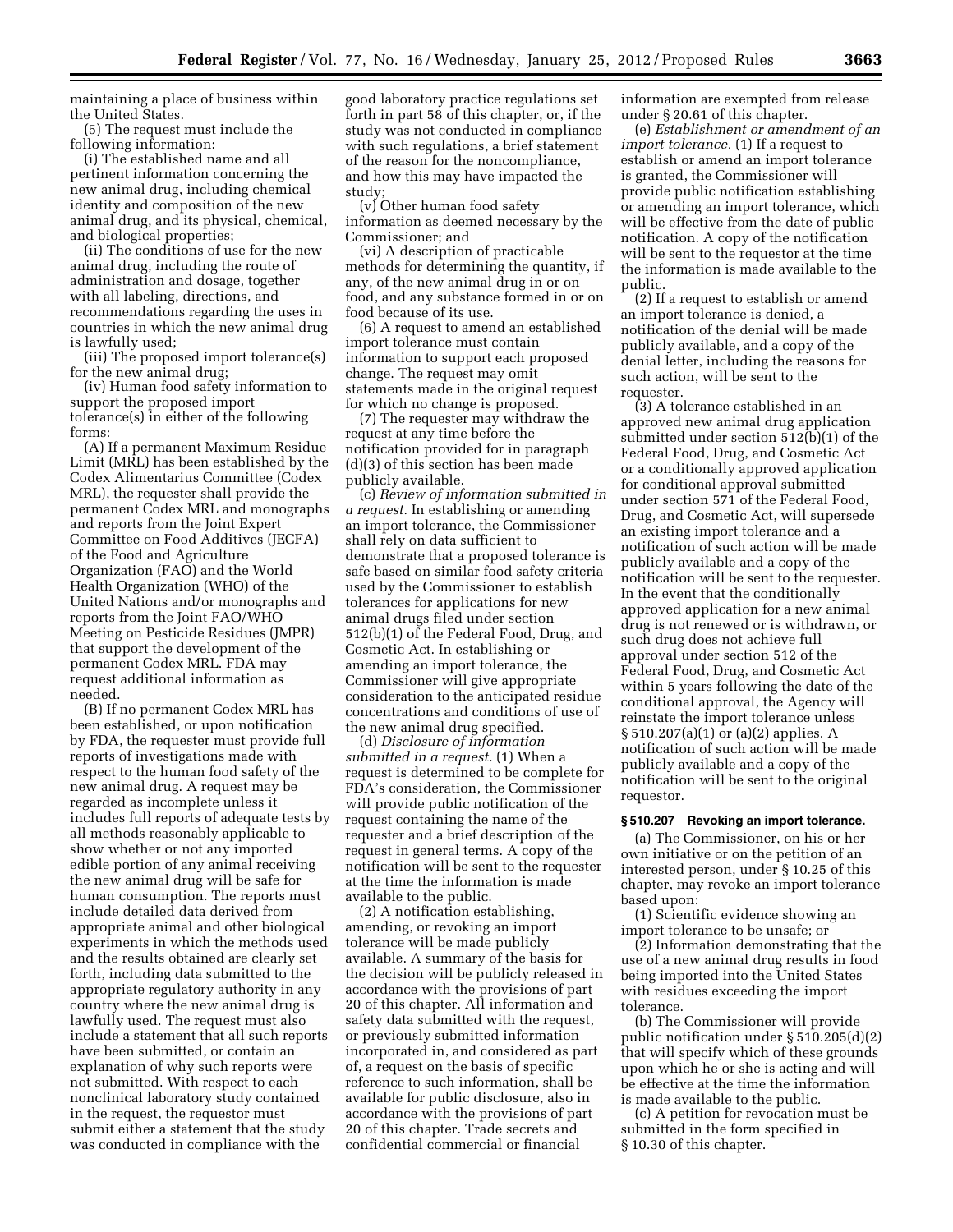maintaining a place of business within the United States.

(5) The request must include the following information:

(i) The established name and all pertinent information concerning the new animal drug, including chemical identity and composition of the new animal drug, and its physical, chemical, and biological properties;

(ii) The conditions of use for the new animal drug, including the route of administration and dosage, together with all labeling, directions, and recommendations regarding the uses in countries in which the new animal drug is lawfully used;

(iii) The proposed import tolerance(s) for the new animal drug;

(iv) Human food safety information to support the proposed import tolerance(s) in either of the following forms:

(A) If a permanent Maximum Residue Limit (MRL) has been established by the Codex Alimentarius Committee (Codex MRL), the requester shall provide the permanent Codex MRL and monographs and reports from the Joint Expert Committee on Food Additives (JECFA) of the Food and Agriculture Organization (FAO) and the World Health Organization (WHO) of the United Nations and/or monographs and reports from the Joint FAO/WHO Meeting on Pesticide Residues (JMPR) that support the development of the permanent Codex MRL. FDA may request additional information as needed.

(B) If no permanent Codex MRL has been established, or upon notification by FDA, the requester must provide full reports of investigations made with respect to the human food safety of the new animal drug. A request may be regarded as incomplete unless it includes full reports of adequate tests by all methods reasonably applicable to show whether or not any imported edible portion of any animal receiving the new animal drug will be safe for human consumption. The reports must include detailed data derived from appropriate animal and other biological experiments in which the methods used and the results obtained are clearly set forth, including data submitted to the appropriate regulatory authority in any country where the new animal drug is lawfully used. The request must also include a statement that all such reports have been submitted, or contain an explanation of why such reports were not submitted. With respect to each nonclinical laboratory study contained in the request, the requestor must submit either a statement that the study was conducted in compliance with the good laboratory practice regulations set forth in part 58 of this chapter, or, if the study was not conducted in compliance with such regulations, a brief statement of the reason for the noncompliance, and how this may have impacted the study;

(v) Other human food safety information as deemed necessary by the Commissioner; and

(vi) A description of practicable methods for determining the quantity, if any, of the new animal drug in or on food, and any substance formed in or on food because of its use.

(6) A request to amend an established import tolerance must contain information to support each proposed change. The request may omit statements made in the original request for which no change is proposed.

(7) The requester may withdraw the request at any time before the notification provided for in paragraph (d)(3) of this section has been made publicly available.

(c) *Review of information submitted in a request.* In establishing or amending an import tolerance, the Commissioner shall rely on data sufficient to demonstrate that a proposed tolerance is safe based on similar food safety criteria used by the Commissioner to establish tolerances for applications for new animal drugs filed under section 512(b)(1) of the Federal Food, Drug, and Cosmetic Act. In establishing or amending an import tolerance, the Commissioner will give appropriate consideration to the anticipated residue concentrations and conditions of use of the new animal drug specified.

(d) *Disclosure of information submitted in a request.* (1) When a request is determined to be complete for FDA's consideration, the Commissioner will provide public notification of the request containing the name of the requester and a brief description of the request in general terms. A copy of the notification will be sent to the requester at the time the information is made available to the public.

(2) A notification establishing, amending, or revoking an import tolerance will be made publicly available. A summary of the basis for the decision will be publicly released in accordance with the provisions of part 20 of this chapter. All information and safety data submitted with the request, or previously submitted information incorporated in, and considered as part of, a request on the basis of specific reference to such information, shall be available for public disclosure, also in accordance with the provisions of part 20 of this chapter. Trade secrets and confidential commercial or financial information are exempted from release under § 20.61 of this chapter.

(e) *Establishment or amendment of an import tolerance.* (1) If a request to establish or amend an import tolerance is granted, the Commissioner will provide public notification establishing or amending an import tolerance, which will be effective from the date of public notification. A copy of the notification will be sent to the requestor at the time the information is made available to the public.

(2) If a request to establish or amend an import tolerance is denied, a notification of the denial will be made publicly available, and a copy of the denial letter, including the reasons for such action, will be sent to the requester.

(3) A tolerance established in an approved new animal drug application submitted under section 512(b)(1) of the Federal Food, Drug, and Cosmetic Act or a conditionally approved application for conditional approval submitted under section 571 of the Federal Food, Drug, and Cosmetic Act, will supersede an existing import tolerance and a notification of such action will be made publicly available and a copy of the notification will be sent to the requester. In the event that the conditionally approved application for a new animal drug is not renewed or is withdrawn, or such drug does not achieve full approval under section 512 of the Federal Food, Drug, and Cosmetic Act within 5 years following the date of the conditional approval, the Agency will reinstate the import tolerance unless § 510.207(a)(1) or (a)(2) applies. A notification of such action will be made publicly available and a copy of the notification will be sent to the original requestor.

**§ 510.207 Revoking an import tolerance.**

(a) The Commissioner, on his or her own initiative or on the petition of an interested person, under § 10.25 of this chapter, may revoke an import tolerance based upon:

(1) Scientific evidence showing an import tolerance to be unsafe; or

(2) Information demonstrating that the use of a new animal drug results in food being imported into the United States with residues exceeding the import tolerance.

(b) The Commissioner will provide public notification under § 510.205(d)(2) that will specify which of these grounds upon which he or she is acting and will be effective at the time the information is made available to the public.

(c) A petition for revocation must be submitted in the form specified in § 10.30 of this chapter.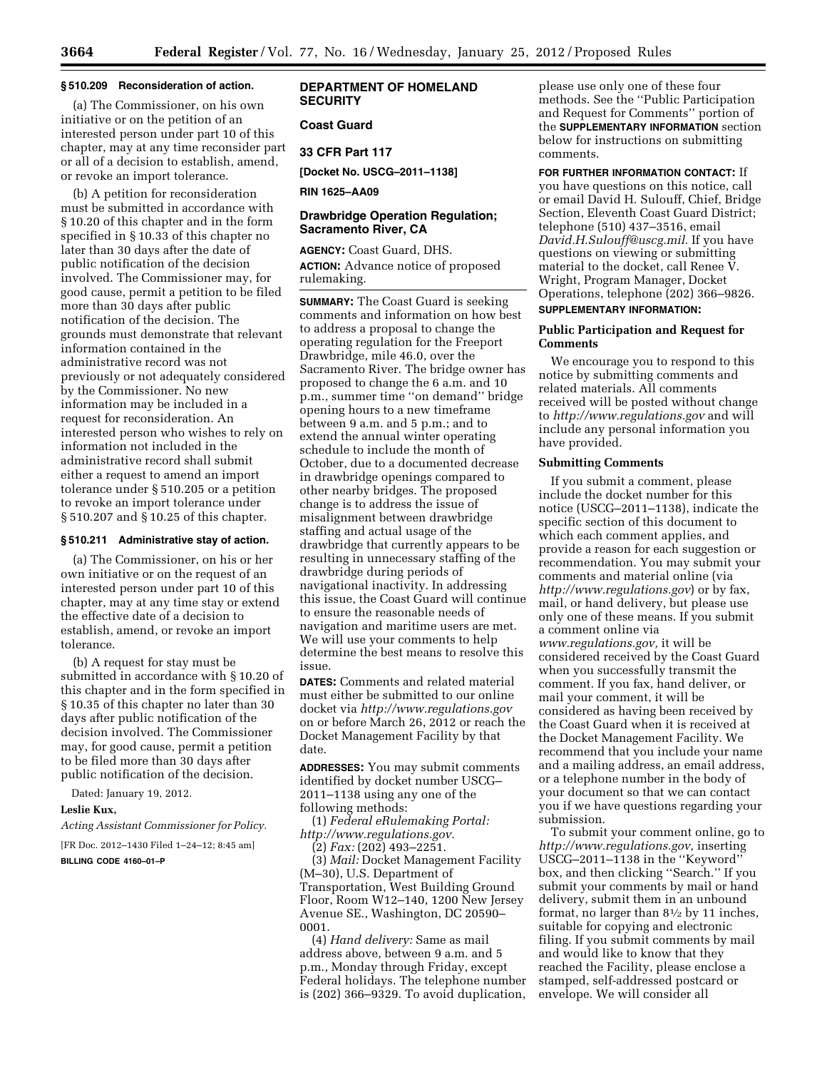### § 510.209 Reconsideration of action.

(a) The Commissioner, on his own initiative or on the petition of an interested person under part 10 of this chapter, may at any time reconsider part or all of a decision to establish, amend, or revoke an import tolerance.

(b) A petition for reconsideration must be submitted in accordance with § 10.20 of this chapter and in the form specified in § 10.33 of this chapter no later than 30 days after the date of public notification of the decision involved. The Commissioner may, for good cause, permit a petition to be filed more than 30 days after public notification of the decision. The grounds must demonstrate that relevant information contained in the administrative record was not previously or not adequately considered by the Commissioner. No new information may be included in a request for reconsideration. An interested person who wishes to rely on information not included in the administrative record shall submit either a request to amend an import tolerance under § 510.205 or a petition to revoke an import tolerance under § 510.207 and § 10.25 of this chapter.

### § 510.211 Administrative stay of action.

(a) The Commissioner, on his or her own initiative or on the request of an interested person under part 10 of this chapter, may at any time stay or extend the effective date of a decision to establish, amend, or revoke an import tolerance.

(b) A request for stay must be submitted in accordance with § 10.20 of this chapter and in the form specified in § 10.35 of this chapter no later than 30 days after public notification of the decision involved. The Commissioner may, for good cause, permit a petition to be filed more than 30 days after public notification of the decision.

Dated: January 19, 2012.

**Leslie Kux,**

*Acting Assistant Commissioner for Policy.*

[FR Doc. 2012–1430 Filed 1–24–12; 8:45 am]

**BILLING CODE 4160–01–P**

## DEPARTMENT OF HOMELAND SECURITY

### Coast Guard

### 33 CFR Part 117

**[Docket No. USCG–2011–1138]**

**RIN 1625–AA09**

## Drawbridge Operation Regulation; Sacramento River, CA

**AGENCY:** Coast Guard, DHS.

**ACTION:** Advance notice of proposed rulemaking.

**SUMMARY:** The Coast Guard is seeking comments and information on how best to address a proposal to change the operating regulation for the Freeport Drawbridge, mile 46.0, over the Sacramento River. The bridge owner has proposed to change the 6 a.m. and 10 p.m., summer time ''on demand'' bridge opening hours to a new timeframe between 9 a.m. and 5 p.m.; and to extend the annual winter operating schedule to include the month of October, due to a documented decrease in drawbridge openings compared to other nearby bridges. The proposed change is to address the issue of misalignment between drawbridge staffing and actual usage of the drawbridge that currently appears to be resulting in unnecessary staffing of the drawbridge during periods of navigational inactivity. In addressing this issue, the Coast Guard will continue to ensure the reasonable needs of navigation and maritime users are met. We will use your comments to help determine the best means to resolve this issue.

**DATES:** Comments and related material must either be submitted to our online docket via *http://www.regulations.gov* on or before March 26, 2012 or reach the Docket Management Facility by that date.

**ADDRESSES:** You may submit comments identified by docket number USCG–2011–1138 using any one of the following methods:

(1) *Federal eRulemaking Portal: http://www.regulations.gov.*

(2) *Fax:* (202) 493–2251.

(3) *Mail:* Docket Management Facility (M–30), U.S. Department of Transportation, West Building Ground Floor, Room W12–140, 1200 New Jersey Avenue SE., Washington, DC 20590–0001.

(4) *Hand delivery:* Same as mail address above, between 9 a.m. and 5 p.m., Monday through Friday, except Federal holidays. The telephone number is (202) 366–9329. To avoid duplication, please use only one of these four methods. See the ''Public Participation and Request for Comments'' portion of the **SUPPLEMENTARY INFORMATION** section below for instructions on submitting comments.

**FOR FURTHER INFORMATION CONTACT:** If you have questions on this notice, call or email David H. Sulouff, Chief, Bridge Section, Eleventh Coast Guard District; telephone (510) 437–3516, email *David.H.Sulouff@uscg.mil.* If you have questions on viewing or submitting material to the docket, call Renee V. Wright, Program Manager, Docket Operations, telephone (202) 366–9826.

**SUPPLEMENTARY INFORMATION:**

### Public Participation and Request for Comments

We encourage you to respond to this notice by submitting comments and related materials. All comments received will be posted without change to *http://www.regulations.gov* and will include any personal information you have provided.

#### Submitting Comments

If you submit a comment, please include the docket number for this notice (USCG–2011–1138), indicate the specific section of this document to which each comment applies, and provide a reason for each suggestion or recommendation. You may submit your comments and material online (via *http://www.regulations.gov*) or by fax, mail, or hand delivery, but please use only one of these means. If you submit a comment online via *www.regulations.gov,* it will be considered received by the Coast Guard when you successfully transmit the comment. If you fax, hand deliver, or mail your comment, it will be considered as having been received by the Coast Guard when it is received at the Docket Management Facility. We recommend that you include your name and a mailing address, an email address, or a telephone number in the body of your document so that we can contact you if we have questions regarding your submission.

To submit your comment online, go to *http://www.regulations.gov,* inserting USCG–2011–1138 in the ''Keyword'' box, and then clicking ''Search.'' If you submit your comments by mail or hand delivery, submit them in an unbound format, no larger than 8½ by 11 inches, suitable for copying and electronic filing. If you submit comments by mail and would like to know that they reached the Facility, please enclose a stamped, self-addressed postcard or envelope. We will consider all